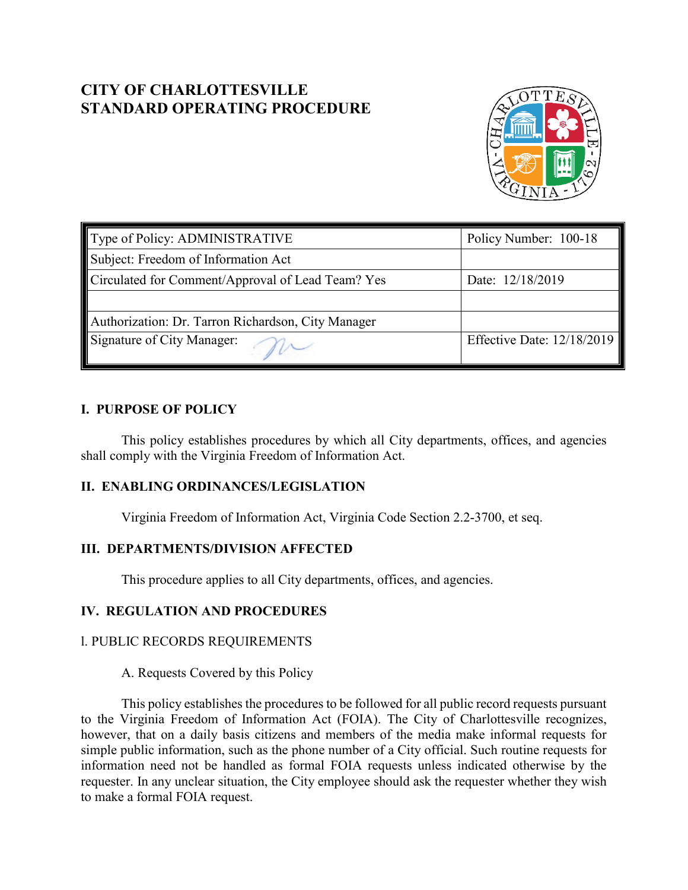# CITY OF CHARLOTTESVILLE
# STANDARD OPERATING PROCEDURE

| Type of Policy: ADMINISTRATIVE | Policy Number: 100-18 |
|---|---|
| Subject: Freedom of Information Act | |
| Circulated for Comment/Approval of Lead Team? Yes | Date: 12/18/2019 |
| | |
| Authorization: Dr. Tarron Richardson, City Manager | |
| Signature of City Manager: | Effective Date: 12/18/2019 |

## I. PURPOSE OF POLICY

This policy establishes procedures by which all City departments, offices, and agencies shall comply with the Virginia Freedom of Information Act.

## II. ENABLING ORDINANCES/LEGISLATION

Virginia Freedom of Information Act, Virginia Code Section 2.2-3700, et seq.

## III. DEPARTMENTS/DIVISION AFFECTED

This procedure applies to all City departments, offices, and agencies.

## IV. REGULATION AND PROCEDURES

### l. PUBLIC RECORDS REQUIREMENTS

A. Requests Covered by this Policy

This policy establishes the procedures to be followed for all public record requests pursuant to the Virginia Freedom of Information Act (FOIA). The City of Charlottesville recognizes, however, that on a daily basis citizens and members of the media make informal requests for simple public information, such as the phone number of a City official. Such routine requests for information need not be handled as formal FOIA requests unless indicated otherwise by the requester. In any unclear situation, the City employee should ask the requester whether they wish to make a formal FOIA request.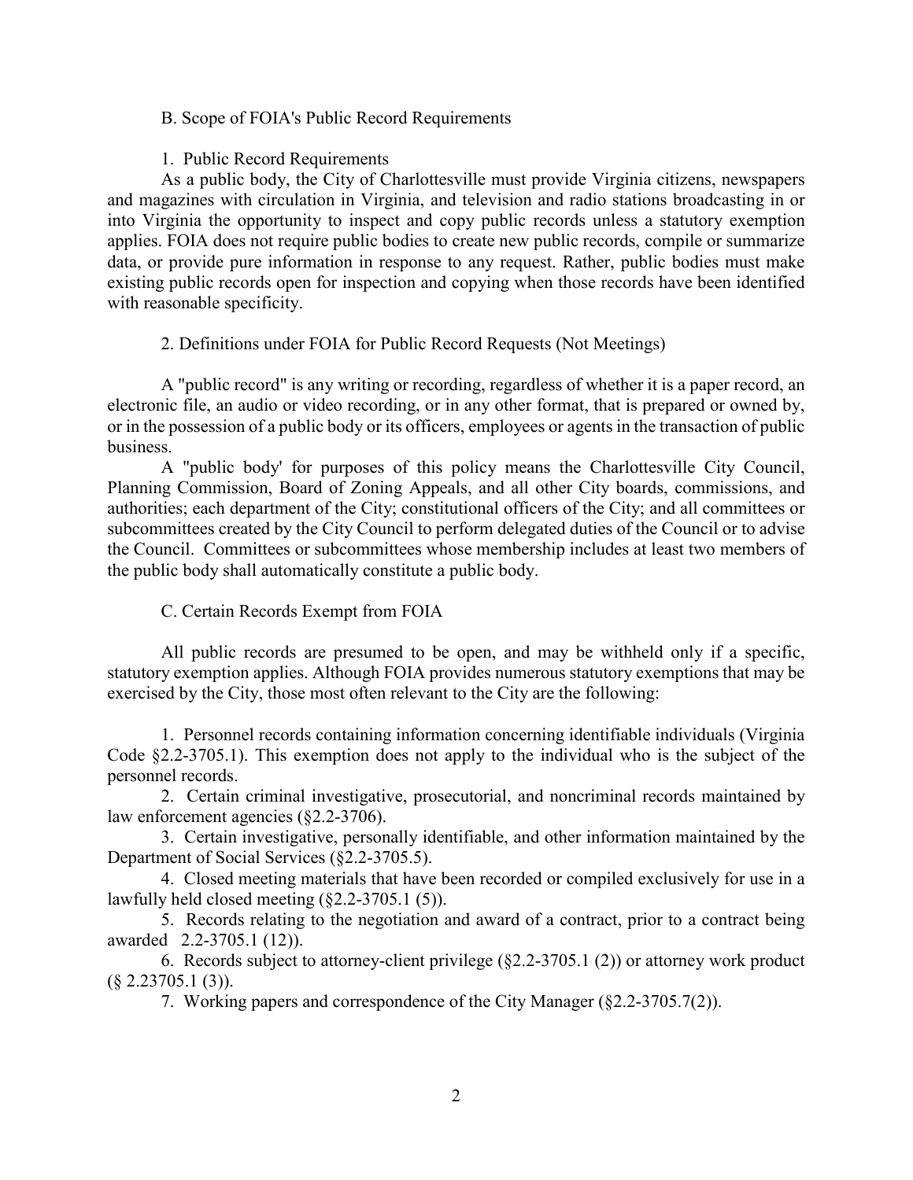## B. Scope of FOIA's Public Record Requirements

### 1. Public Record Requirements

As a public body, the City of Charlottesville must provide Virginia citizens, newspapers and magazines with circulation in Virginia, and television and radio stations broadcasting in or into Virginia the opportunity to inspect and copy public records unless a statutory exemption applies. FOIA does not require public bodies to create new public records, compile or summarize data, or provide pure information in response to any request. Rather, public bodies must make existing public records open for inspection and copying when those records have been identified with reasonable specificity.

### 2. Definitions under FOIA for Public Record Requests (Not Meetings)

A "public record" is any writing or recording, regardless of whether it is a paper record, an electronic file, an audio or video recording, or in any other format, that is prepared or owned by, or in the possession of a public body or its officers, employees or agents in the transaction of public business.

A "public body' for purposes of this policy means the Charlottesville City Council, Planning Commission, Board of Zoning Appeals, and all other City boards, commissions, and authorities; each department of the City; constitutional officers of the City; and all committees or subcommittees created by the City Council to perform delegated duties of the Council or to advise the Council. Committees or subcommittees whose membership includes at least two members of the public body shall automatically constitute a public body.

## C. Certain Records Exempt from FOIA

All public records are presumed to be open, and may be withheld only if a specific, statutory exemption applies. Although FOIA provides numerous statutory exemptions that may be exercised by the City, those most often relevant to the City are the following:

1. Personnel records containing information concerning identifiable individuals (Virginia Code §2.2-3705.1). This exemption does not apply to the individual who is the subject of the personnel records.
2. Certain criminal investigative, prosecutorial, and noncriminal records maintained by law enforcement agencies (§2.2-3706).
3. Certain investigative, personally identifiable, and other information maintained by the Department of Social Services (§2.2-3705.5).
4. Closed meeting materials that have been recorded or compiled exclusively for use in a lawfully held closed meeting (§2.2-3705.1 (5)).
5. Records relating to the negotiation and award of a contract, prior to a contract being awarded 2.2-3705.1 (12)).
6. Records subject to attorney-client privilege (§2.2-3705.1 (2)) or attorney work product (§ 2.23705.1 (3)).
7. Working papers and correspondence of the City Manager (§2.2-3705.7(2)).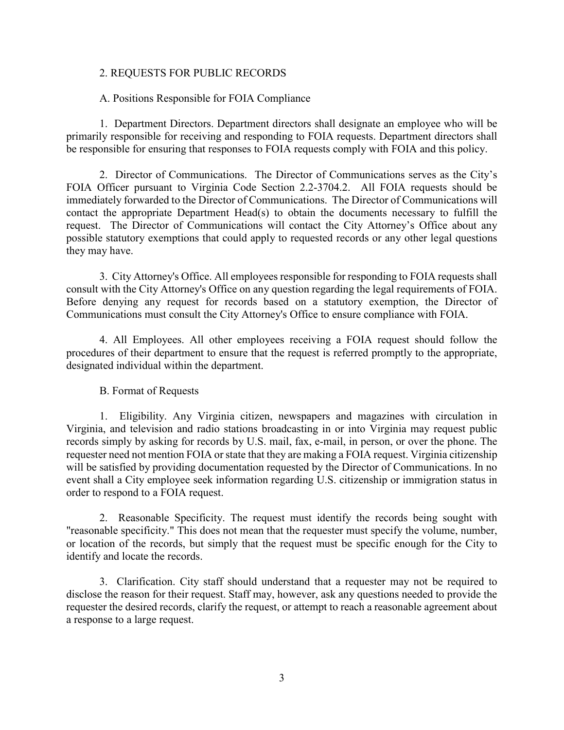## 2. REQUESTS FOR PUBLIC RECORDS

### A. Positions Responsible for FOIA Compliance

1. Department Directors. Department directors shall designate an employee who will be primarily responsible for receiving and responding to FOIA requests. Department directors shall be responsible for ensuring that responses to FOIA requests comply with FOIA and this policy.

2. Director of Communications. The Director of Communications serves as the City's FOIA Officer pursuant to Virginia Code Section 2.2-3704.2. All FOIA requests should be immediately forwarded to the Director of Communications. The Director of Communications will contact the appropriate Department Head(s) to obtain the documents necessary to fulfill the request. The Director of Communications will contact the City Attorney's Office about any possible statutory exemptions that could apply to requested records or any other legal questions they may have.

3. City Attorney's Office. All employees responsible for responding to FOIA requests shall consult with the City Attorney's Office on any question regarding the legal requirements of FOIA. Before denying any request for records based on a statutory exemption, the Director of Communications must consult the City Attorney's Office to ensure compliance with FOIA.

4. All Employees. All other employees receiving a FOIA request should follow the procedures of their department to ensure that the request is referred promptly to the appropriate, designated individual within the department.

### B. Format of Requests

1. Eligibility. Any Virginia citizen, newspapers and magazines with circulation in Virginia, and television and radio stations broadcasting in or into Virginia may request public records simply by asking for records by U.S. mail, fax, e-mail, in person, or over the phone. The requester need not mention FOIA or state that they are making a FOIA request. Virginia citizenship will be satisfied by providing documentation requested by the Director of Communications. In no event shall a City employee seek information regarding U.S. citizenship or immigration status in order to respond to a FOIA request.

2. Reasonable Specificity. The request must identify the records being sought with "reasonable specificity." This does not mean that the requester must specify the volume, number, or location of the records, but simply that the request must be specific enough for the City to identify and locate the records.

3. Clarification. City staff should understand that a requester may not be required to disclose the reason for their request. Staff may, however, ask any questions needed to provide the requester the desired records, clarify the request, or attempt to reach a reasonable agreement about a response to a large request.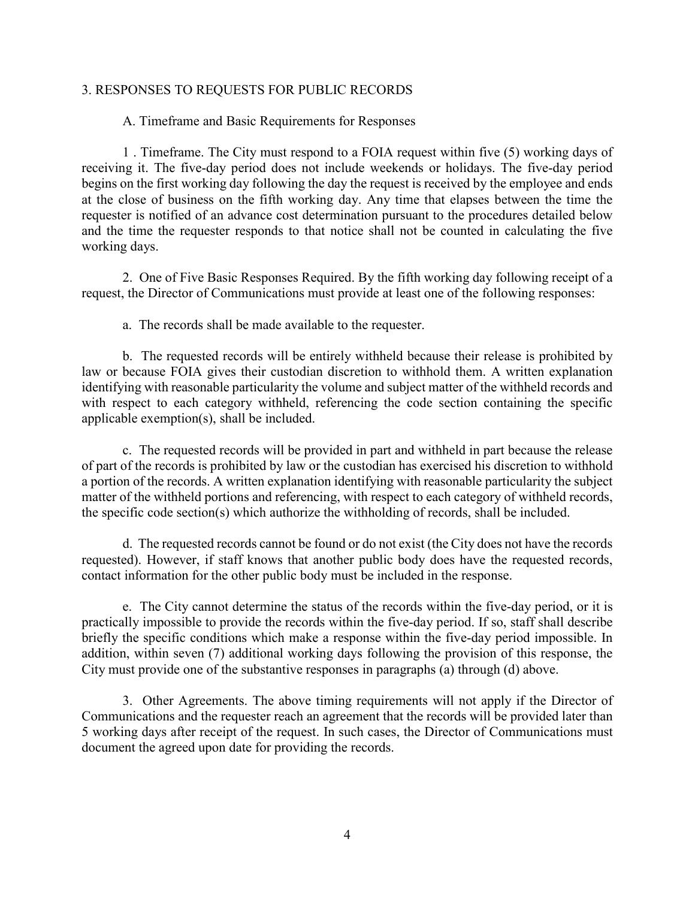## 3. RESPONSES TO REQUESTS FOR PUBLIC RECORDS

### A. Timeframe and Basic Requirements for Responses

1 . Timeframe. The City must respond to a FOIA request within five (5) working days of receiving it. The five-day period does not include weekends or holidays. The five-day period begins on the first working day following the day the request is received by the employee and ends at the close of business on the fifth working day. Any time that elapses between the time the requester is notified of an advance cost determination pursuant to the procedures detailed below and the time the requester responds to that notice shall not be counted in calculating the five working days.

2. One of Five Basic Responses Required. By the fifth working day following receipt of a request, the Director of Communications must provide at least one of the following responses:

a. The records shall be made available to the requester.

b. The requested records will be entirely withheld because their release is prohibited by law or because FOIA gives their custodian discretion to withhold them. A written explanation identifying with reasonable particularity the volume and subject matter of the withheld records and with respect to each category withheld, referencing the code section containing the specific applicable exemption(s), shall be included.

c. The requested records will be provided in part and withheld in part because the release of part of the records is prohibited by law or the custodian has exercised his discretion to withhold a portion of the records. A written explanation identifying with reasonable particularity the subject matter of the withheld portions and referencing, with respect to each category of withheld records, the specific code section(s) which authorize the withholding of records, shall be included.

d. The requested records cannot be found or do not exist (the City does not have the records requested). However, if staff knows that another public body does have the requested records, contact information for the other public body must be included in the response.

e. The City cannot determine the status of the records within the five-day period, or it is practically impossible to provide the records within the five-day period. If so, staff shall describe briefly the specific conditions which make a response within the five-day period impossible. In addition, within seven (7) additional working days following the provision of this response, the City must provide one of the substantive responses in paragraphs (a) through (d) above.

3. Other Agreements. The above timing requirements will not apply if the Director of Communications and the requester reach an agreement that the records will be provided later than 5 working days after receipt of the request. In such cases, the Director of Communications must document the agreed upon date for providing the records.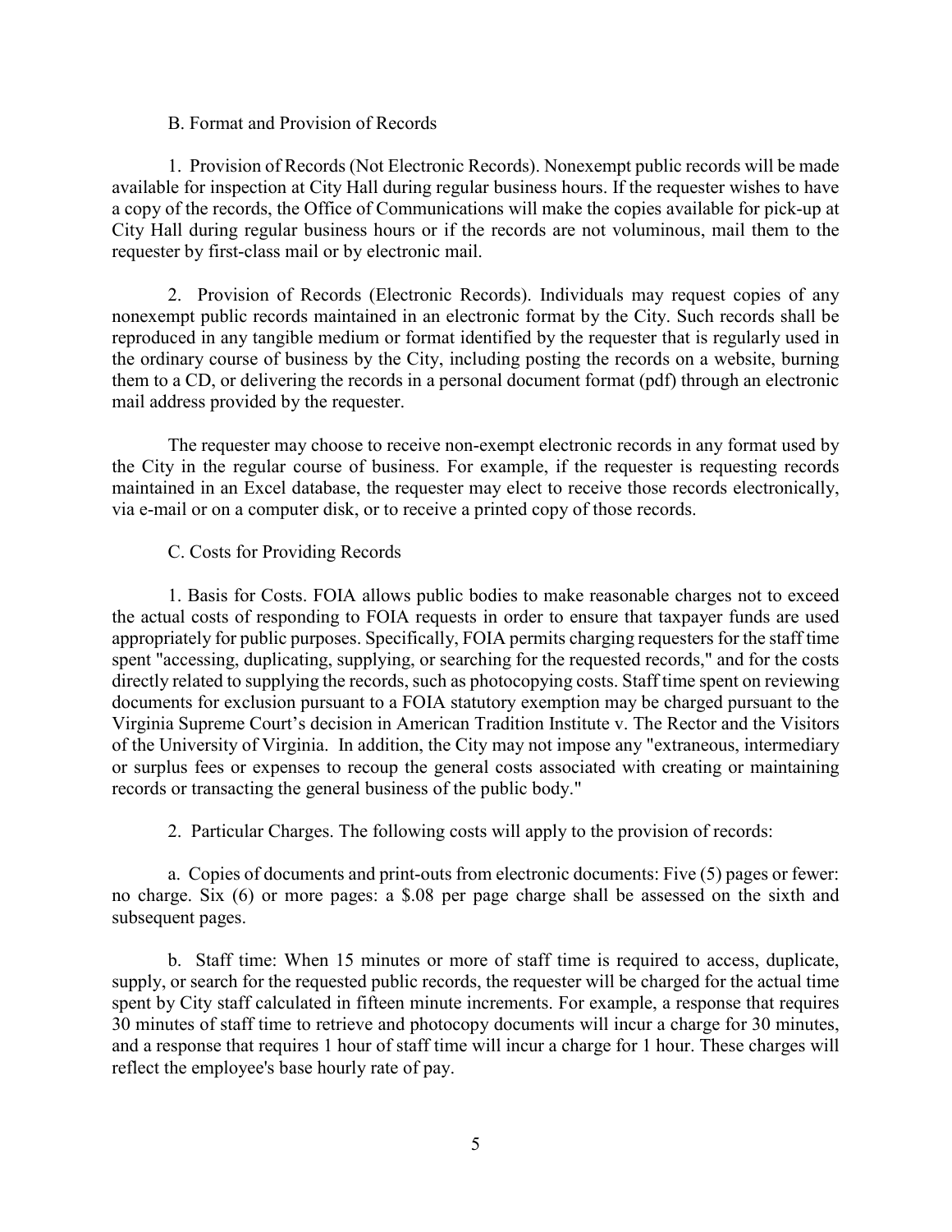B. Format and Provision of Records

1. Provision of Records (Not Electronic Records). Nonexempt public records will be made available for inspection at City Hall during regular business hours. If the requester wishes to have a copy of the records, the Office of Communications will make the copies available for pick-up at City Hall during regular business hours or if the records are not voluminous, mail them to the requester by first-class mail or by electronic mail.

2. Provision of Records (Electronic Records). Individuals may request copies of any nonexempt public records maintained in an electronic format by the City. Such records shall be reproduced in any tangible medium or format identified by the requester that is regularly used in the ordinary course of business by the City, including posting the records on a website, burning them to a CD, or delivering the records in a personal document format (pdf) through an electronic mail address provided by the requester.

The requester may choose to receive non-exempt electronic records in any format used by the City in the regular course of business. For example, if the requester is requesting records maintained in an Excel database, the requester may elect to receive those records electronically, via e-mail or on a computer disk, or to receive a printed copy of those records.

C. Costs for Providing Records

1. Basis for Costs. FOIA allows public bodies to make reasonable charges not to exceed the actual costs of responding to FOIA requests in order to ensure that taxpayer funds are used appropriately for public purposes. Specifically, FOIA permits charging requesters for the staff time spent "accessing, duplicating, supplying, or searching for the requested records," and for the costs directly related to supplying the records, such as photocopying costs. Staff time spent on reviewing documents for exclusion pursuant to a FOIA statutory exemption may be charged pursuant to the Virginia Supreme Court's decision in American Tradition Institute v. The Rector and the Visitors of the University of Virginia. In addition, the City may not impose any "extraneous, intermediary or surplus fees or expenses to recoup the general costs associated with creating or maintaining records or transacting the general business of the public body."

2. Particular Charges. The following costs will apply to the provision of records:

a. Copies of documents and print-outs from electronic documents: Five (5) pages or fewer: no charge. Six (6) or more pages: a \$.08 per page charge shall be assessed on the sixth and subsequent pages.

b. Staff time: When 15 minutes or more of staff time is required to access, duplicate, supply, or search for the requested public records, the requester will be charged for the actual time spent by City staff calculated in fifteen minute increments. For example, a response that requires 30 minutes of staff time to retrieve and photocopy documents will incur a charge for 30 minutes, and a response that requires 1 hour of staff time will incur a charge for 1 hour. These charges will reflect the employee's base hourly rate of pay.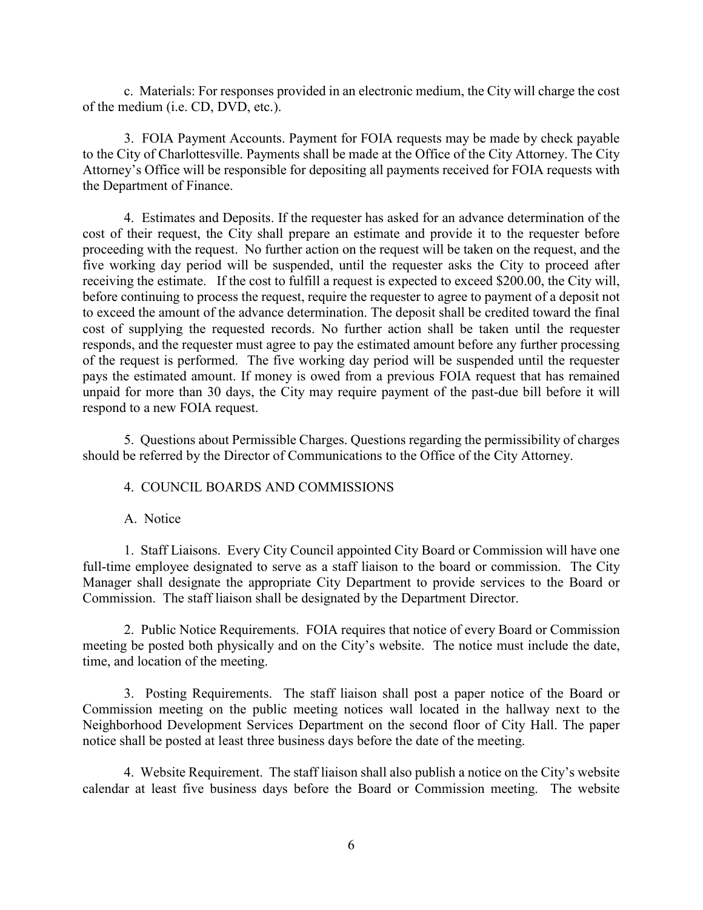c. Materials: For responses provided in an electronic medium, the City will charge the cost of the medium (i.e. CD, DVD, etc.).

3. FOIA Payment Accounts. Payment for FOIA requests may be made by check payable to the City of Charlottesville. Payments shall be made at the Office of the City Attorney. The City Attorney's Office will be responsible for depositing all payments received for FOIA requests with the Department of Finance.

4. Estimates and Deposits. If the requester has asked for an advance determination of the cost of their request, the City shall prepare an estimate and provide it to the requester before proceeding with the request. No further action on the request will be taken on the request, and the five working day period will be suspended, until the requester asks the City to proceed after receiving the estimate. If the cost to fulfill a request is expected to exceed $200.00, the City will, before continuing to process the request, require the requester to agree to payment of a deposit not to exceed the amount of the advance determination. The deposit shall be credited toward the final cost of supplying the requested records. No further action shall be taken until the requester responds, and the requester must agree to pay the estimated amount before any further processing of the request is performed. The five working day period will be suspended until the requester pays the estimated amount. If money is owed from a previous FOIA request that has remained unpaid for more than 30 days, the City may require payment of the past-due bill before it will respond to a new FOIA request.

5. Questions about Permissible Charges. Questions regarding the permissibility of charges should be referred by the Director of Communications to the Office of the City Attorney.

## 4. COUNCIL BOARDS AND COMMISSIONS

### A. Notice

1. Staff Liaisons. Every City Council appointed City Board or Commission will have one full-time employee designated to serve as a staff liaison to the board or commission. The City Manager shall designate the appropriate City Department to provide services to the Board or Commission. The staff liaison shall be designated by the Department Director.

2. Public Notice Requirements. FOIA requires that notice of every Board or Commission meeting be posted both physically and on the City's website. The notice must include the date, time, and location of the meeting.

3. Posting Requirements. The staff liaison shall post a paper notice of the Board or Commission meeting on the public meeting notices wall located in the hallway next to the Neighborhood Development Services Department on the second floor of City Hall. The paper notice shall be posted at least three business days before the date of the meeting.

4. Website Requirement. The staff liaison shall also publish a notice on the City's website calendar at least five business days before the Board or Commission meeting. The website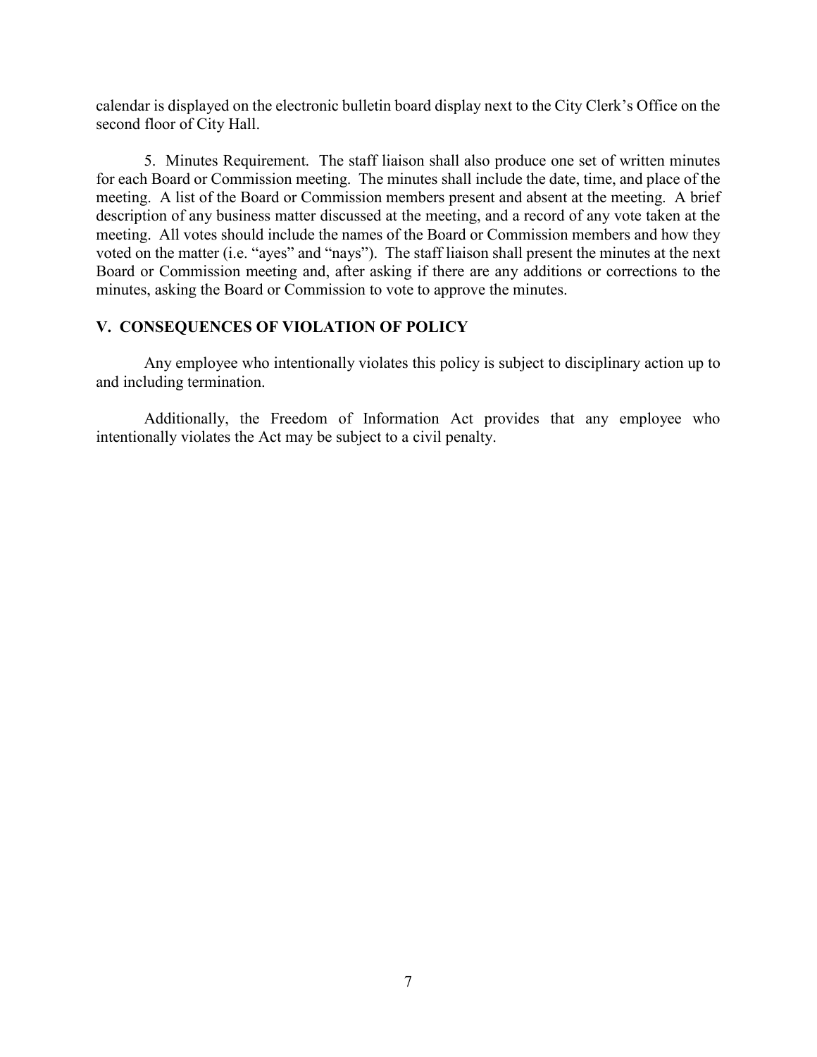calendar is displayed on the electronic bulletin board display next to the City Clerk's Office on the second floor of City Hall.

5. Minutes Requirement. The staff liaison shall also produce one set of written minutes for each Board or Commission meeting. The minutes shall include the date, time, and place of the meeting. A list of the Board or Commission members present and absent at the meeting. A brief description of any business matter discussed at the meeting, and a record of any vote taken at the meeting. All votes should include the names of the Board or Commission members and how they voted on the matter (i.e. "ayes" and "nays"). The staff liaison shall present the minutes at the next Board or Commission meeting and, after asking if there are any additions or corrections to the minutes, asking the Board or Commission to vote to approve the minutes.

## V. CONSEQUENCES OF VIOLATION OF POLICY

Any employee who intentionally violates this policy is subject to disciplinary action up to and including termination.

Additionally, the Freedom of Information Act provides that any employee who intentionally violates the Act may be subject to a civil penalty.